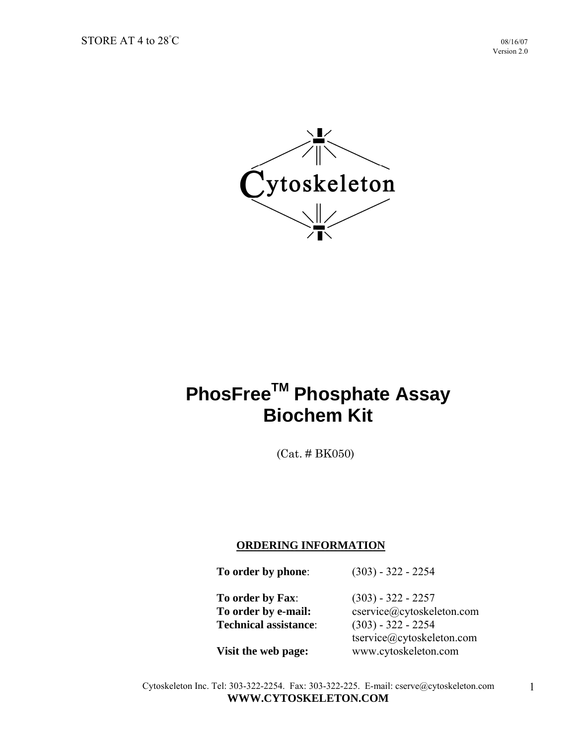STORE AT 4 to 28°C

08/16/07
Version 2.0

Cytoskeleton

# PhosFree™ Phosphate Assay Biochem Kit

(Cat. # BK050)

## ORDERING INFORMATION

| | |
|---|---|
| **To order by phone**: | (303) - 322 - 2254 |
| **To order by Fax**: | (303) - 322 - 2257 |
| **To order by e-mail:** | cservice@cytoskeleton.com |
| **Technical assistance**: | (303) - 322 - 2254<br>tservice@cytoskeleton.com |
| **Visit the web page:** | www.cytoskeleton.com |

Cytoskeleton Inc. Tel: 303-322-2254. Fax: 303-322-225. E-mail: cserve@cytoskeleton.com
**WWW.CYTOSKELETON.COM**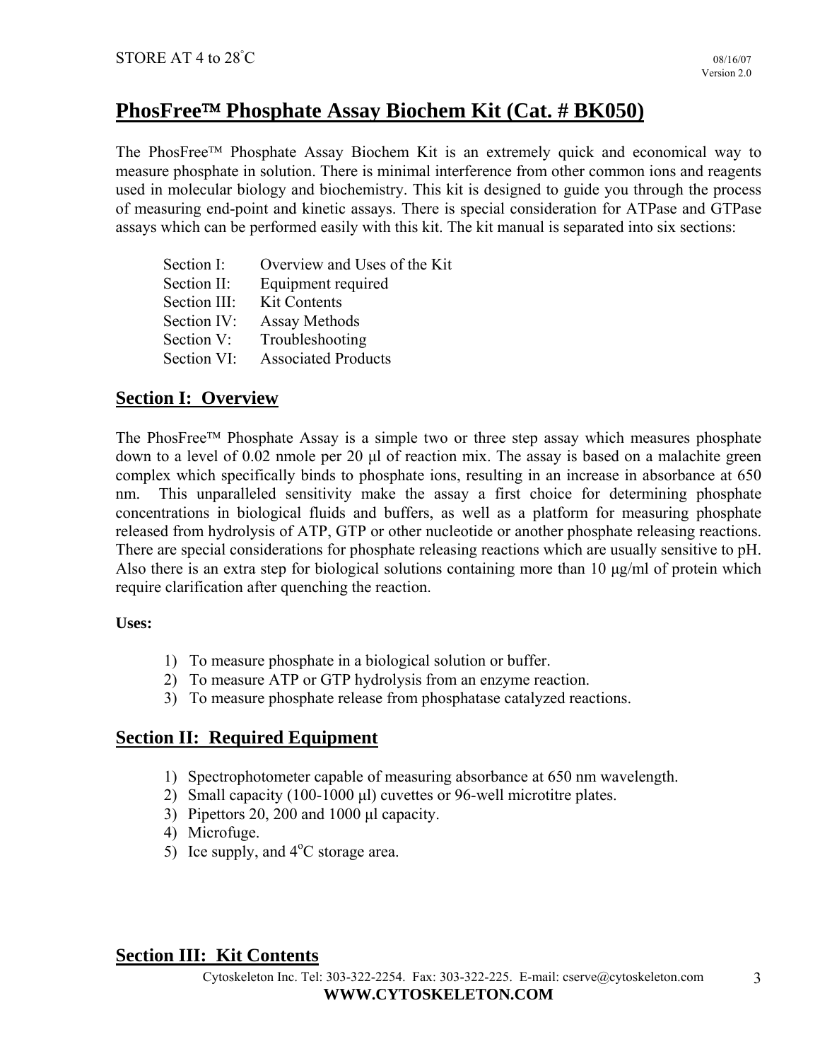STORE AT 4 to 28°C

08/16/07
Version 2.0

# PhosFree™ Phosphate Assay Biochem Kit (Cat. # BK050)

The PhosFree™ Phosphate Assay Biochem Kit is an extremely quick and economical way to measure phosphate in solution. There is minimal interference from other common ions and reagents used in molecular biology and biochemistry. This kit is designed to guide you through the process of measuring end-point and kinetic assays. There is special consideration for ATPase and GTPase assays which can be performed easily with this kit. The kit manual is separated into six sections:

- Section I: Overview and Uses of the Kit
- Section II: Equipment required
- Section III: Kit Contents
- Section IV: Assay Methods
- Section V: Troubleshooting
- Section VI: Associated Products

## Section I: Overview

The PhosFree™ Phosphate Assay is a simple two or three step assay which measures phosphate down to a level of 0.02 nmole per 20 µl of reaction mix. The assay is based on a malachite green complex which specifically binds to phosphate ions, resulting in an increase in absorbance at 650 nm. This unparalleled sensitivity make the assay a first choice for determining phosphate concentrations in biological fluids and buffers, as well as a platform for measuring phosphate released from hydrolysis of ATP, GTP or other nucleotide or another phosphate releasing reactions. There are special considerations for phosphate releasing reactions which are usually sensitive to pH. Also there is an extra step for biological solutions containing more than 10 µg/ml of protein which require clarification after quenching the reaction.

**Uses:**

1) To measure phosphate in a biological solution or buffer.
2) To measure ATP or GTP hydrolysis from an enzyme reaction.
3) To measure phosphate release from phosphatase catalyzed reactions.

## Section II: Required Equipment

1) Spectrophotometer capable of measuring absorbance at 650 nm wavelength.
2) Small capacity (100-1000 µl) cuvettes or 96-well microtitre plates.
3) Pipettors 20, 200 and 1000 µl capacity.
4) Microfuge.
5) Ice supply, and 4°C storage area.

## Section III: Kit Contents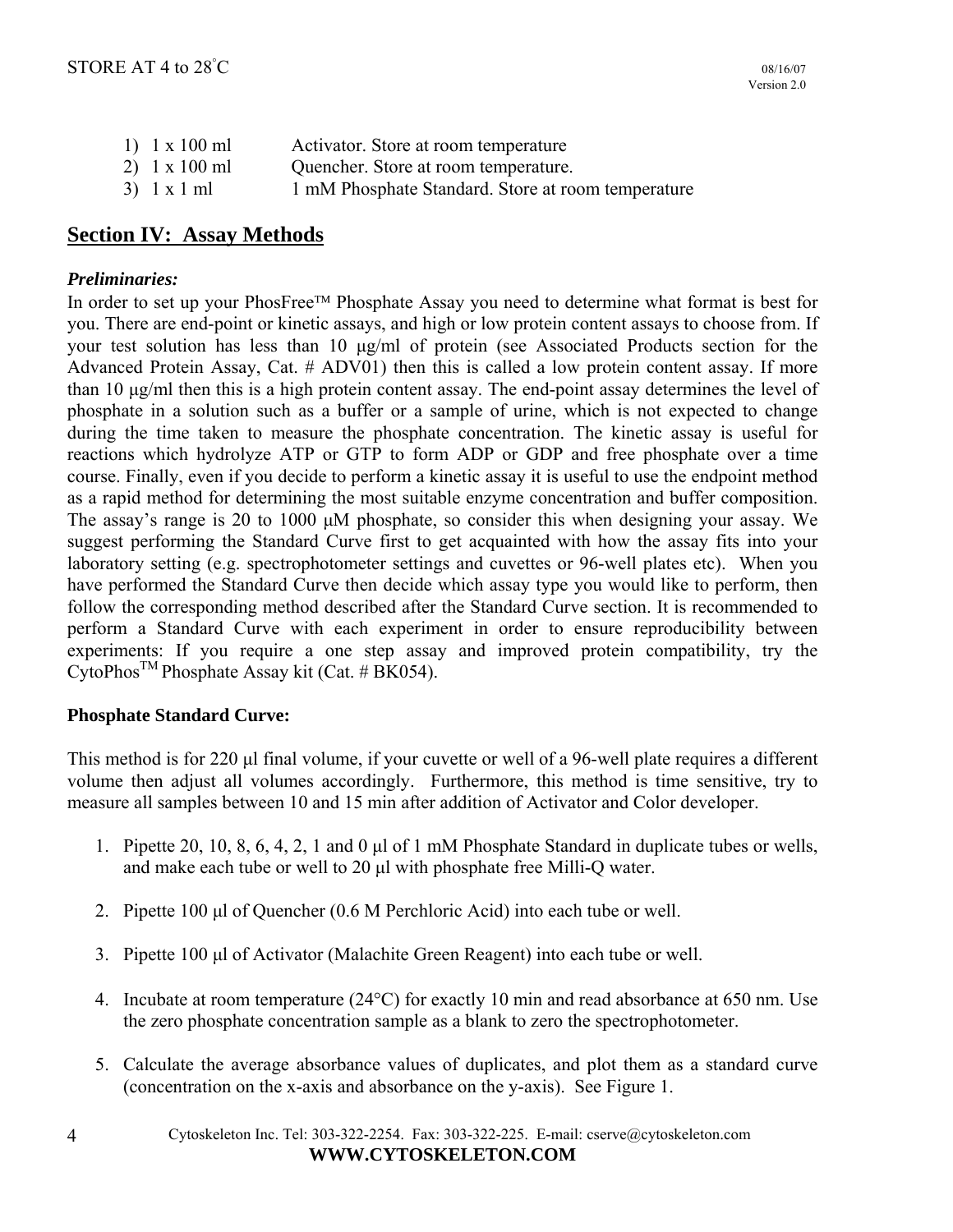1) 1 x 100 ml Activator. Store at room temperature
2) 1 x 100 ml Quencher. Store at room temperature.
3) 1 x 1 ml 1 mM Phosphate Standard. Store at room temperature

## Section IV: Assay Methods

***Preliminaries:***

In order to set up your PhosFree™ Phosphate Assay you need to determine what format is best for you. There are end-point or kinetic assays, and high or low protein content assays to choose from. If your test solution has less than 10 μg/ml of protein (see Associated Products section for the Advanced Protein Assay, Cat. # ADV01) then this is called a low protein content assay. If more than 10 μg/ml then this is a high protein content assay. The end-point assay determines the level of phosphate in a solution such as a buffer or a sample of urine, which is not expected to change during the time taken to measure the phosphate concentration. The kinetic assay is useful for reactions which hydrolyze ATP or GTP to form ADP or GDP and free phosphate over a time course. Finally, even if you decide to perform a kinetic assay it is useful to use the endpoint method as a rapid method for determining the most suitable enzyme concentration and buffer composition. The assay's range is 20 to 1000 μM phosphate, so consider this when designing your assay. We suggest performing the Standard Curve first to get acquainted with how the assay fits into your laboratory setting (e.g. spectrophotometer settings and cuvettes or 96-well plates etc). When you have performed the Standard Curve then decide which assay type you would like to perform, then follow the corresponding method described after the Standard Curve section. It is recommended to perform a Standard Curve with each experiment in order to ensure reproducibility between experiments: If you require a one step assay and improved protein compatibility, try the CytoPhos™ Phosphate Assay kit (Cat. # BK054).

**Phosphate Standard Curve:**

This method is for 220 μl final volume, if your cuvette or well of a 96-well plate requires a different volume then adjust all volumes accordingly. Furthermore, this method is time sensitive, try to measure all samples between 10 and 15 min after addition of Activator and Color developer.

1. Pipette 20, 10, 8, 6, 4, 2, 1 and 0 μl of 1 mM Phosphate Standard in duplicate tubes or wells, and make each tube or well to 20 μl with phosphate free Milli-Q water.
2. Pipette 100 μl of Quencher (0.6 M Perchloric Acid) into each tube or well.
3. Pipette 100 μl of Activator (Malachite Green Reagent) into each tube or well.
4. Incubate at room temperature (24°C) for exactly 10 min and read absorbance at 650 nm. Use the zero phosphate concentration sample as a blank to zero the spectrophotometer.
5. Calculate the average absorbance values of duplicates, and plot them as a standard curve (concentration on the x-axis and absorbance on the y-axis). See Figure 1.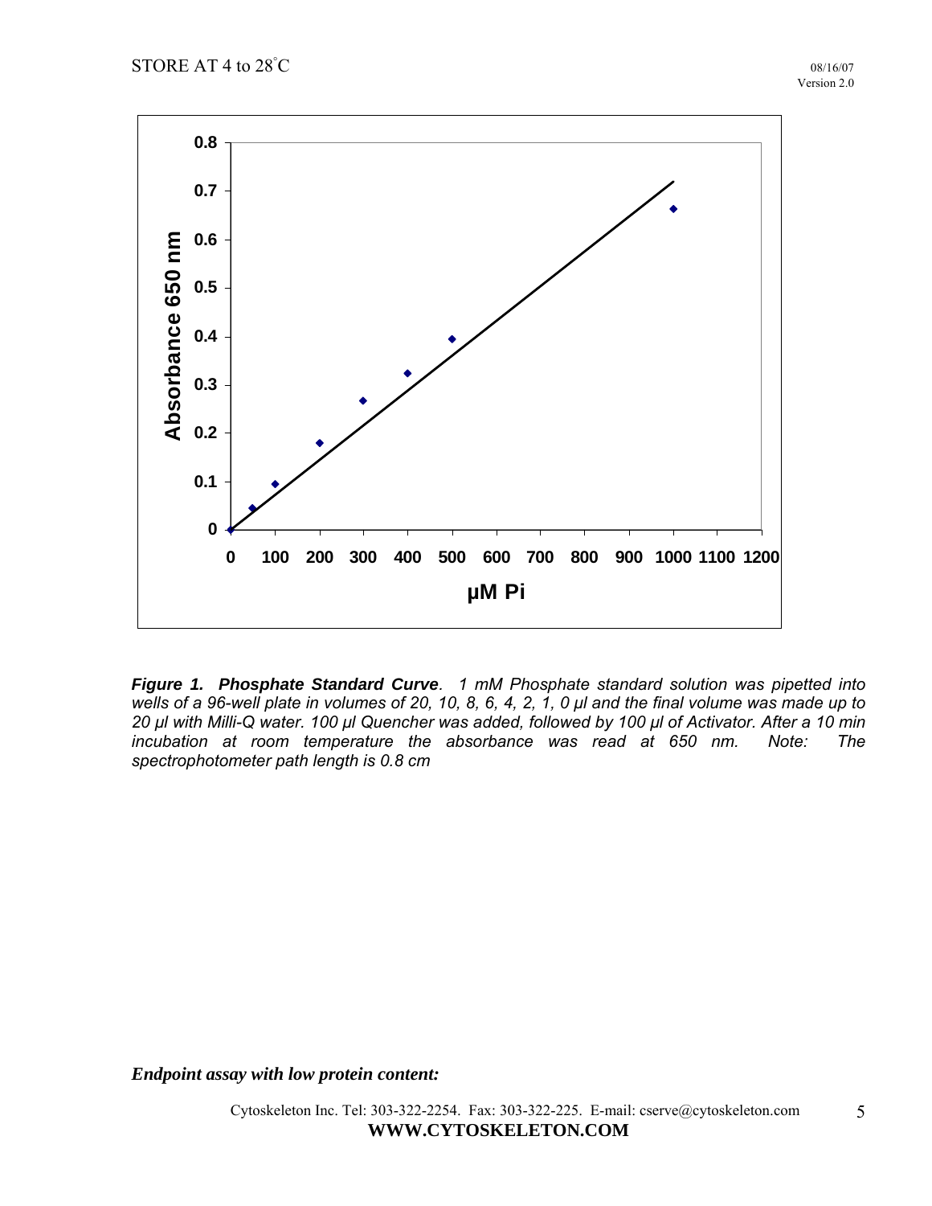**Figure 1. Phosphate Standard Curve***. 1 mM Phosphate standard solution was pipetted into wells of a 96-well plate in volumes of 20, 10, 8, 6, 4, 2, 1, 0 µl and the final volume was made up to 20 µl with Milli-Q water. 100 µl Quencher was added, followed by 100 µl of Activator. After a 10 min incubation at room temperature the absorbance was read at 650 nm. Note: The spectrophotometer path length is 0.8 cm*

***Endpoint assay with low protein content:***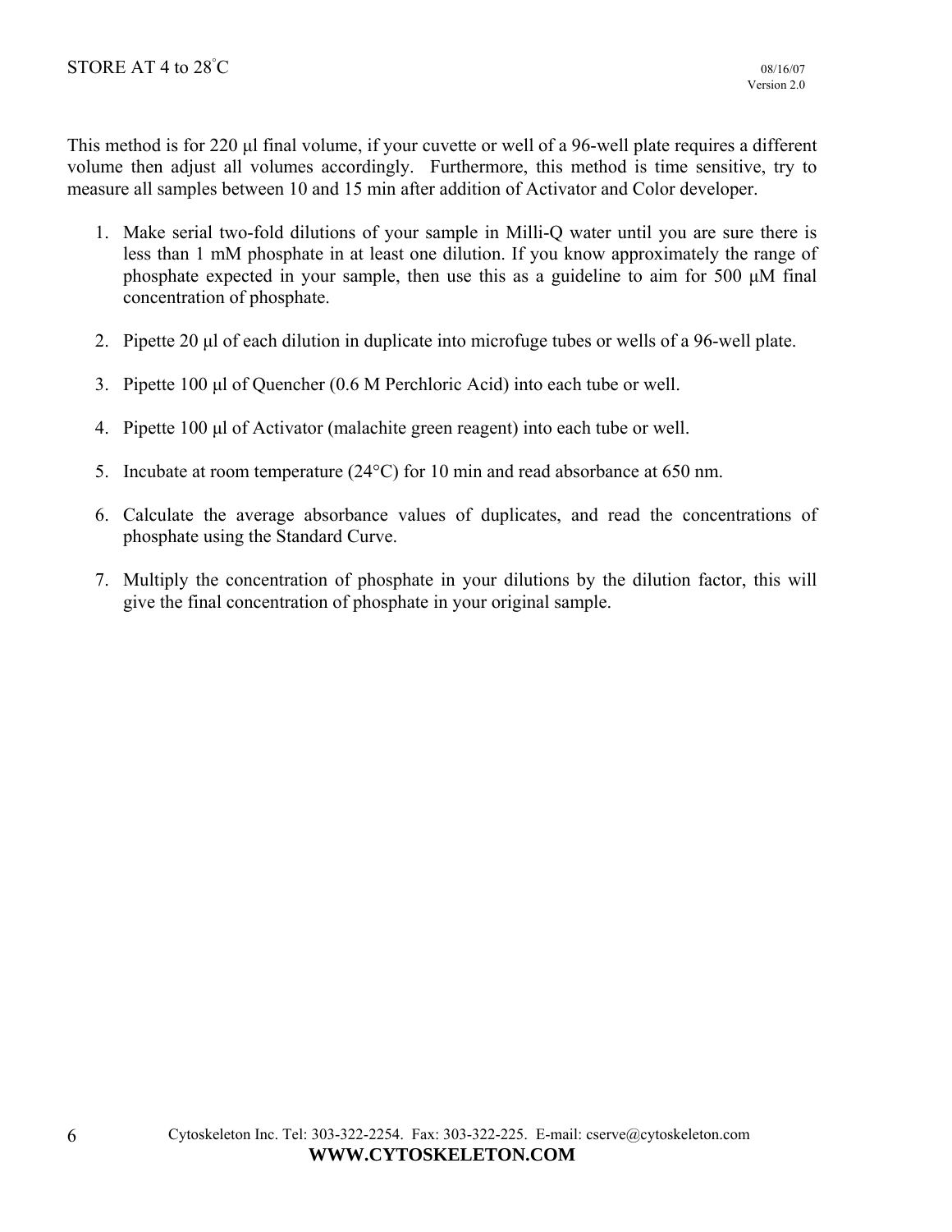This method is for 220 µl final volume, if your cuvette or well of a 96-well plate requires a different volume then adjust all volumes accordingly. Furthermore, this method is time sensitive, try to measure all samples between 10 and 15 min after addition of Activator and Color developer.

1. Make serial two-fold dilutions of your sample in Milli-Q water until you are sure there is less than 1 mM phosphate in at least one dilution. If you know approximately the range of phosphate expected in your sample, then use this as a guideline to aim for 500 µM final concentration of phosphate.

2. Pipette 20 µl of each dilution in duplicate into microfuge tubes or wells of a 96-well plate.

3. Pipette 100 µl of Quencher (0.6 M Perchloric Acid) into each tube or well.

4. Pipette 100 µl of Activator (malachite green reagent) into each tube or well.

5. Incubate at room temperature (24°C) for 10 min and read absorbance at 650 nm.

6. Calculate the average absorbance values of duplicates, and read the concentrations of phosphate using the Standard Curve.

7. Multiply the concentration of phosphate in your dilutions by the dilution factor, this will give the final concentration of phosphate in your original sample.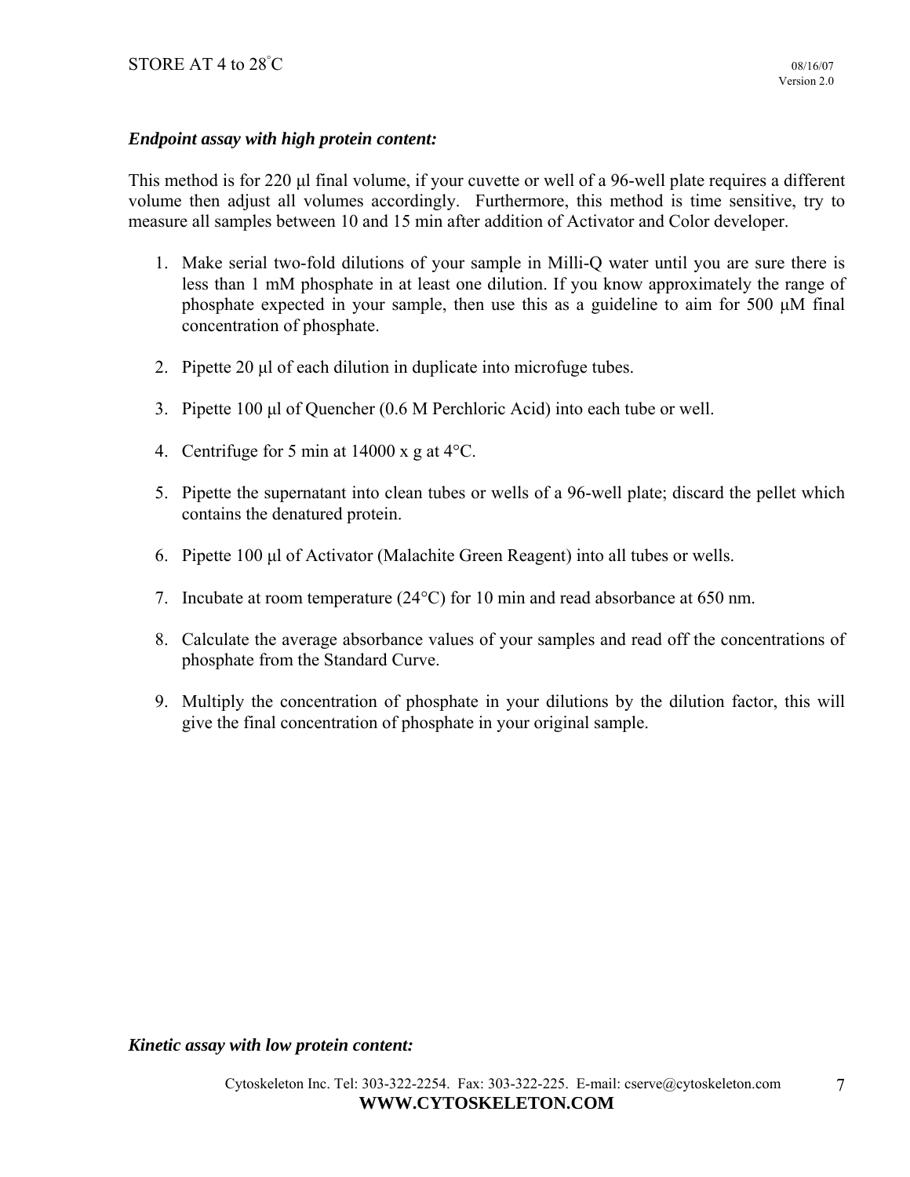***Endpoint assay with high protein content:***

This method is for 220 µl final volume, if your cuvette or well of a 96-well plate requires a different volume then adjust all volumes accordingly. Furthermore, this method is time sensitive, try to measure all samples between 10 and 15 min after addition of Activator and Color developer.

1. Make serial two-fold dilutions of your sample in Milli-Q water until you are sure there is less than 1 mM phosphate in at least one dilution. If you know approximately the range of phosphate expected in your sample, then use this as a guideline to aim for 500 µM final concentration of phosphate.

2. Pipette 20 µl of each dilution in duplicate into microfuge tubes.

3. Pipette 100 µl of Quencher (0.6 M Perchloric Acid) into each tube or well.

4. Centrifuge for 5 min at 14000 x g at 4°C.

5. Pipette the supernatant into clean tubes or wells of a 96-well plate; discard the pellet which contains the denatured protein.

6. Pipette 100 µl of Activator (Malachite Green Reagent) into all tubes or wells.

7. Incubate at room temperature (24°C) for 10 min and read absorbance at 650 nm.

8. Calculate the average absorbance values of your samples and read off the concentrations of phosphate from the Standard Curve.

9. Multiply the concentration of phosphate in your dilutions by the dilution factor, this will give the final concentration of phosphate in your original sample.

***Kinetic assay with low protein content:***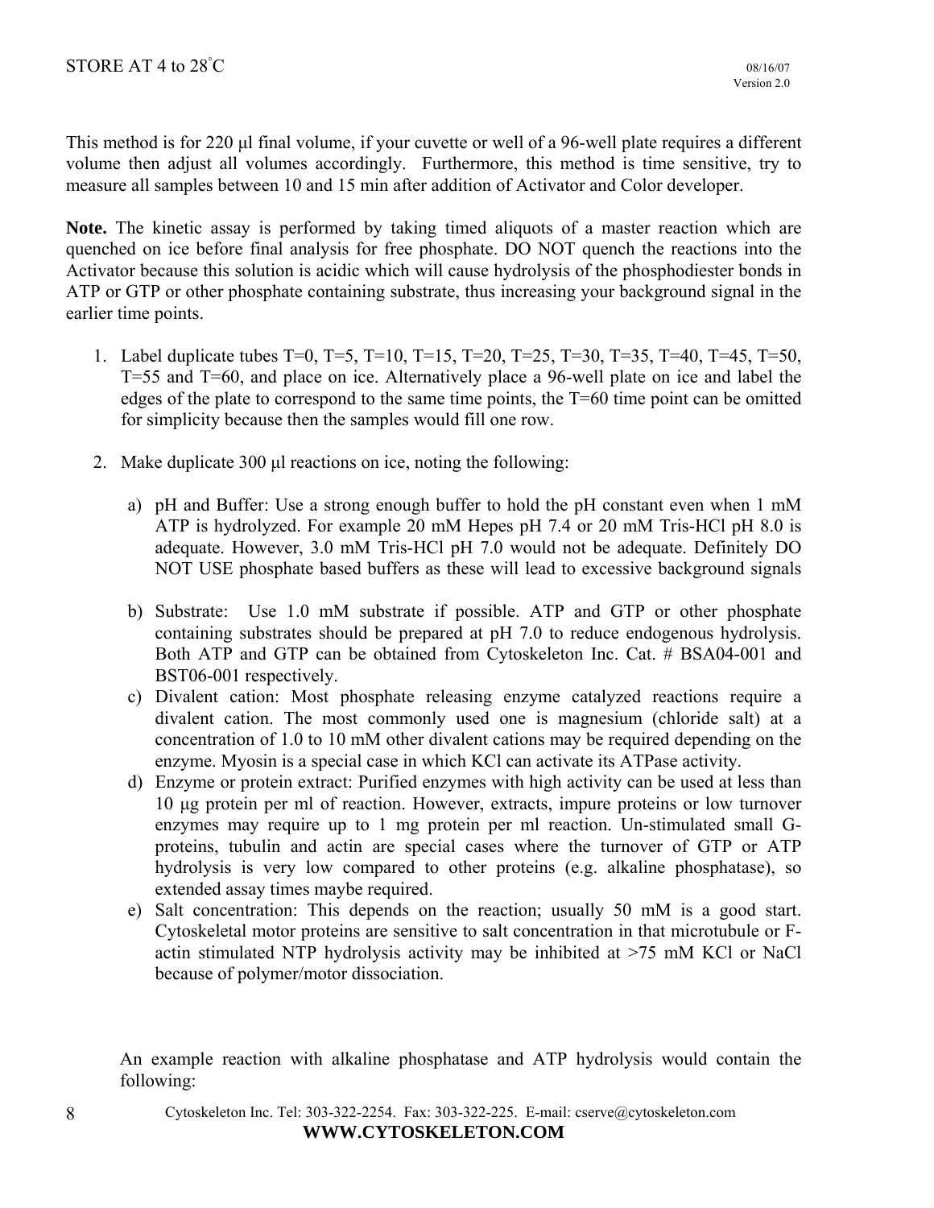This method is for 220 µl final volume, if your cuvette or well of a 96-well plate requires a different volume then adjust all volumes accordingly. Furthermore, this method is time sensitive, try to measure all samples between 10 and 15 min after addition of Activator and Color developer.

**Note.** The kinetic assay is performed by taking timed aliquots of a master reaction which are quenched on ice before final analysis for free phosphate. DO NOT quench the reactions into the Activator because this solution is acidic which will cause hydrolysis of the phosphodiester bonds in ATP or GTP or other phosphate containing substrate, thus increasing your background signal in the earlier time points.

1. Label duplicate tubes T=0, T=5, T=10, T=15, T=20, T=25, T=30, T=35, T=40, T=45, T=50, T=55 and T=60, and place on ice. Alternatively place a 96-well plate on ice and label the edges of the plate to correspond to the same time points, the T=60 time point can be omitted for simplicity because then the samples would fill one row.

2. Make duplicate 300 µl reactions on ice, noting the following:

   a) pH and Buffer: Use a strong enough buffer to hold the pH constant even when 1 mM ATP is hydrolyzed. For example 20 mM Hepes pH 7.4 or 20 mM Tris-HCl pH 8.0 is adequate. However, 3.0 mM Tris-HCl pH 7.0 would not be adequate. Definitely DO NOT USE phosphate based buffers as these will lead to excessive background signals

   b) Substrate: Use 1.0 mM substrate if possible. ATP and GTP or other phosphate containing substrates should be prepared at pH 7.0 to reduce endogenous hydrolysis. Both ATP and GTP can be obtained from Cytoskeleton Inc. Cat. # BSA04-001 and BST06-001 respectively.

   c) Divalent cation: Most phosphate releasing enzyme catalyzed reactions require a divalent cation. The most commonly used one is magnesium (chloride salt) at a concentration of 1.0 to 10 mM other divalent cations may be required depending on the enzyme. Myosin is a special case in which KCl can activate its ATPase activity.

   d) Enzyme or protein extract: Purified enzymes with high activity can be used at less than 10 µg protein per ml of reaction. However, extracts, impure proteins or low turnover enzymes may require up to 1 mg protein per ml reaction. Un-stimulated small G-proteins, tubulin and actin are special cases where the turnover of GTP or ATP hydrolysis is very low compared to other proteins (e.g. alkaline phosphatase), so extended assay times maybe required.

   e) Salt concentration: This depends on the reaction; usually 50 mM is a good start. Cytoskeletal motor proteins are sensitive to salt concentration in that microtubule or F-actin stimulated NTP hydrolysis activity may be inhibited at >75 mM KCl or NaCl because of polymer/motor dissociation.

An example reaction with alkaline phosphatase and ATP hydrolysis would contain the following: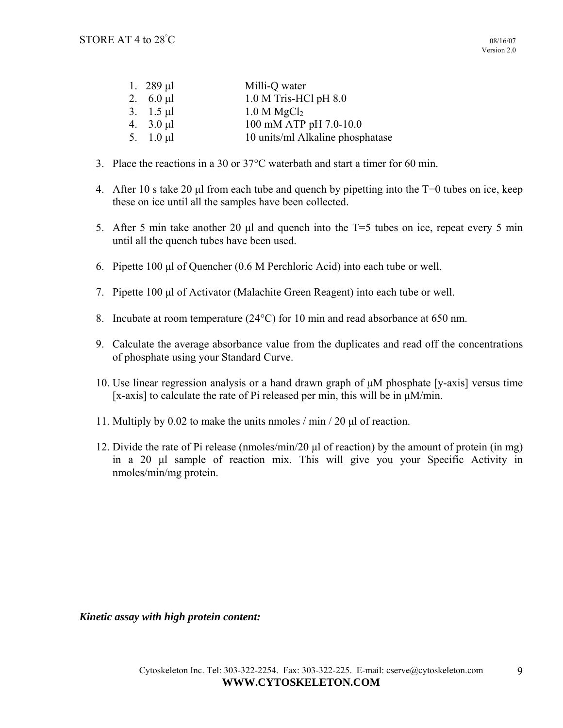1. 289 µl Milli-Q water
2. 6.0 µl 1.0 M Tris-HCl pH 8.0
3. 1.5 µl 1.0 M $MgCl_2$
4. 3.0 µl 100 mM ATP pH 7.0-10.0
5. 1.0 µl 10 units/ml Alkaline phosphatase

3. Place the reactions in a 30 or 37°C waterbath and start a timer for 60 min.

4. After 10 s take 20 µl from each tube and quench by pipetting into the T=0 tubes on ice, keep these on ice until all the samples have been collected.

5. After 5 min take another 20 µl and quench into the T=5 tubes on ice, repeat every 5 min until all the quench tubes have been used.

6. Pipette 100 µl of Quencher (0.6 M Perchloric Acid) into each tube or well.

7. Pipette 100 µl of Activator (Malachite Green Reagent) into each tube or well.

8. Incubate at room temperature (24°C) for 10 min and read absorbance at 650 nm.

9. Calculate the average absorbance value from the duplicates and read off the concentrations of phosphate using your Standard Curve.

10. Use linear regression analysis or a hand drawn graph of µM phosphate [y-axis] versus time [x-axis] to calculate the rate of Pi released per min, this will be in µM/min.

11. Multiply by 0.02 to make the units nmoles / min / 20 µl of reaction.

12. Divide the rate of Pi release (nmoles/min/20 µl of reaction) by the amount of protein (in mg) in a 20 µl sample of reaction mix. This will give you your Specific Activity in nmoles/min/mg protein.

***Kinetic assay with high protein content:***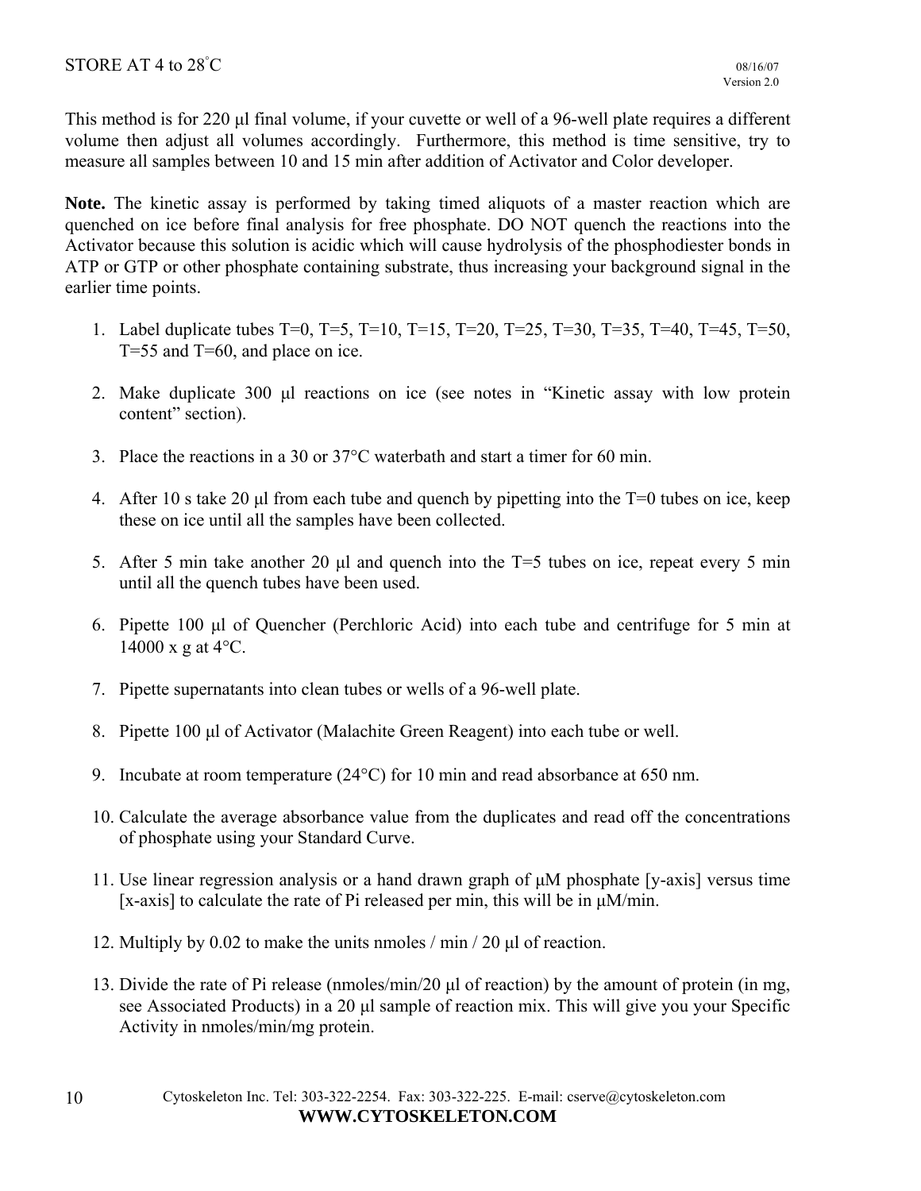This method is for 220 μl final volume, if your cuvette or well of a 96-well plate requires a different volume then adjust all volumes accordingly. Furthermore, this method is time sensitive, try to measure all samples between 10 and 15 min after addition of Activator and Color developer.

**Note.** The kinetic assay is performed by taking timed aliquots of a master reaction which are quenched on ice before final analysis for free phosphate. DO NOT quench the reactions into the Activator because this solution is acidic which will cause hydrolysis of the phosphodiester bonds in ATP or GTP or other phosphate containing substrate, thus increasing your background signal in the earlier time points.

1. Label duplicate tubes T=0, T=5, T=10, T=15, T=20, T=25, T=30, T=35, T=40, T=45, T=50, T=55 and T=60, and place on ice.
2. Make duplicate 300 μl reactions on ice (see notes in "Kinetic assay with low protein content" section).
3. Place the reactions in a 30 or 37°C waterbath and start a timer for 60 min.
4. After 10 s take 20 μl from each tube and quench by pipetting into the T=0 tubes on ice, keep these on ice until all the samples have been collected.
5. After 5 min take another 20 μl and quench into the T=5 tubes on ice, repeat every 5 min until all the quench tubes have been used.
6. Pipette 100 μl of Quencher (Perchloric Acid) into each tube and centrifuge for 5 min at 14000 x g at 4°C.
7. Pipette supernatants into clean tubes or wells of a 96-well plate.
8. Pipette 100 μl of Activator (Malachite Green Reagent) into each tube or well.
9. Incubate at room temperature (24°C) for 10 min and read absorbance at 650 nm.
10. Calculate the average absorbance value from the duplicates and read off the concentrations of phosphate using your Standard Curve.
11. Use linear regression analysis or a hand drawn graph of μM phosphate [y-axis] versus time [x-axis] to calculate the rate of Pi released per min, this will be in μM/min.
12. Multiply by 0.02 to make the units nmoles / min / 20 μl of reaction.
13. Divide the rate of Pi release (nmoles/min/20 μl of reaction) by the amount of protein (in mg, see Associated Products) in a 20 μl sample of reaction mix. This will give you your Specific Activity in nmoles/min/mg protein.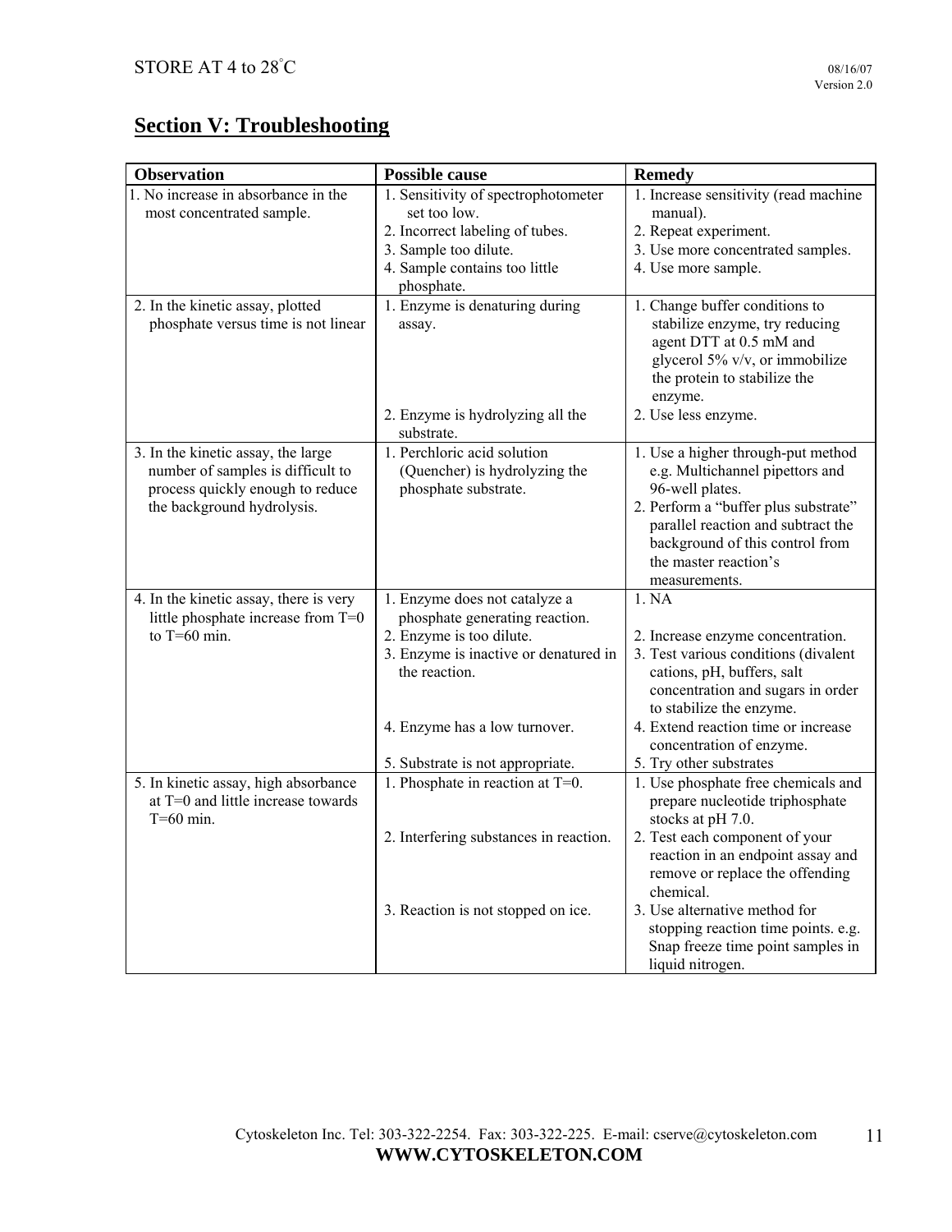## Section V: Troubleshooting

| Observation | Possible cause | Remedy |
|---|---|---|
| 1. No increase in absorbance in the most concentrated sample. | 1. Sensitivity of spectrophotometer set too low.<br>2. Incorrect labeling of tubes.<br>3. Sample too dilute.<br>4. Sample contains too little phosphate. | 1. Increase sensitivity (read machine manual).<br>2. Repeat experiment.<br>3. Use more concentrated samples.<br>4. Use more sample. |
| 2. In the kinetic assay, plotted phosphate versus time is not linear | 1. Enzyme is denaturing during assay.<br>2. Enzyme is hydrolyzing all the substrate. | 1. Change buffer conditions to stabilize enzyme, try reducing agent DTT at 0.5 mM and glycerol 5% v/v, or immobilize the protein to stabilize the enzyme.<br>2. Use less enzyme. |
| 3. In the kinetic assay, the large number of samples is difficult to process quickly enough to reduce the background hydrolysis. | 1. Perchloric acid solution (Quencher) is hydrolyzing the phosphate substrate. | 1. Use a higher through-put method e.g. Multichannel pipettors and 96-well plates.<br>2. Perform a "buffer plus substrate" parallel reaction and subtract the background of this control from the master reaction's measurements. |
| 4. In the kinetic assay, there is very little phosphate increase from T=0 to T=60 min. | 1. Enzyme does not catalyze a phosphate generating reaction.<br>2. Enzyme is too dilute.<br>3. Enzyme is inactive or denatured in the reaction.<br>4. Enzyme has a low turnover.<br>5. Substrate is not appropriate. | 1. NA<br>2. Increase enzyme concentration.<br>3. Test various conditions (divalent cations, pH, buffers, salt concentration and sugars in order to stabilize the enzyme.<br>4. Extend reaction time or increase concentration of enzyme.<br>5. Try other substrates |
| 5. In kinetic assay, high absorbance at T=0 and little increase towards T=60 min. | 1. Phosphate in reaction at T=0.<br>2. Interfering substances in reaction.<br>3. Reaction is not stopped on ice. | 1. Use phosphate free chemicals and prepare nucleotide triphosphate stocks at pH 7.0.<br>2. Test each component of your reaction in an endpoint assay and remove or replace the offending chemical.<br>3. Use alternative method for stopping reaction time points. e.g. Snap freeze time point samples in liquid nitrogen. |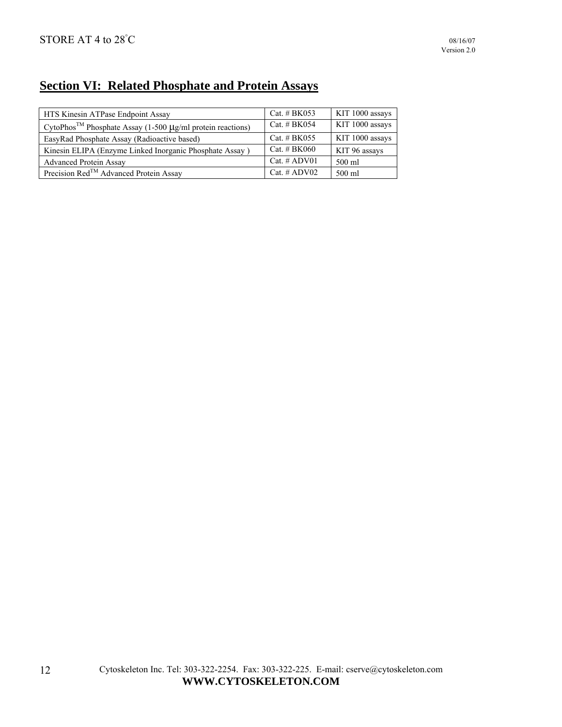## Section VI: Related Phosphate and Protein Assays

| | | |
|---|---|---|
| HTS Kinesin ATPase Endpoint Assay | Cat. # BK053 | KIT 1000 assays |
| CytoPhos™ Phosphate Assay (1-500 μg/ml protein reactions) | Cat. # BK054 | KIT 1000 assays |
| EasyRad Phosphate Assay (Radioactive based) | Cat. # BK055 | KIT 1000 assays |
| Kinesin ELIPA (Enzyme Linked Inorganic Phosphate Assay ) | Cat. # BK060 | KIT 96 assays |
| Advanced Protein Assay | Cat. # ADV01 | 500 ml |
| Precision Red™ Advanced Protein Assay | Cat. # ADV02 | 500 ml |